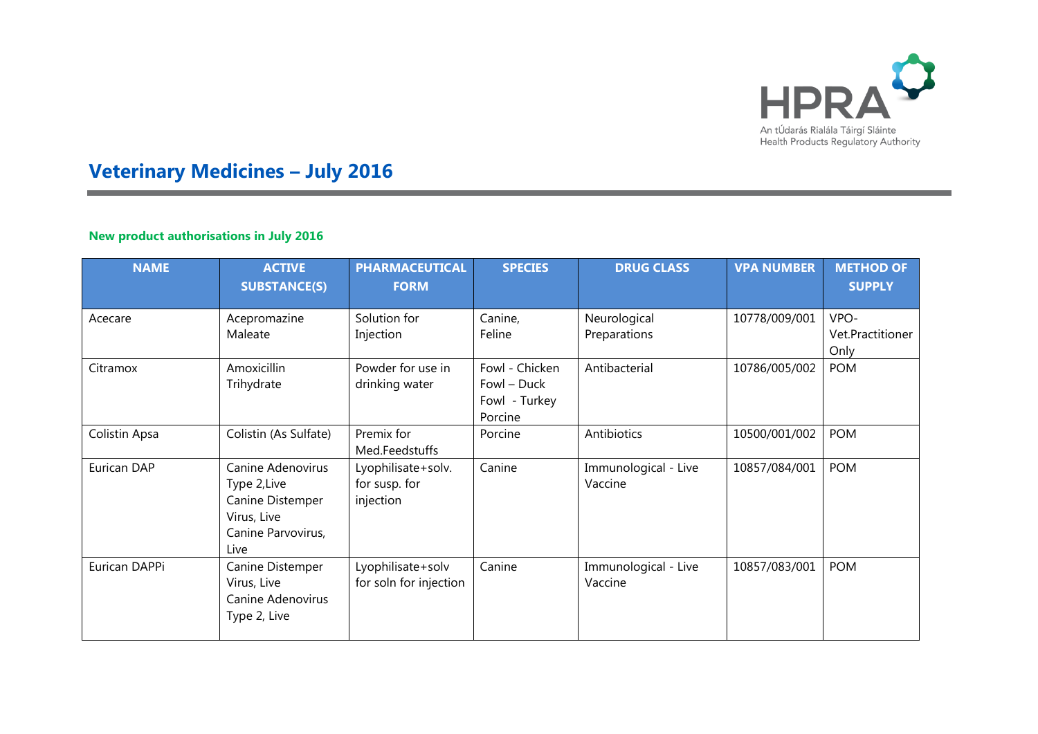# Veterinary Medicines – July 2016

## New product authorisations in July 2016

| NAME | ACTIVE SUBSTANCE(S) | PHARMACEUTICAL FORM | SPECIES | DRUG CLASS | VPA NUMBER | METHOD OF SUPPLY |
|---|---|---|---|---|---|---|
| Acecare | Acepromazine Maleate | Solution for Injection | Canine, Feline | Neurological Preparations | 10778/009/001 | VPO- Vet.Practitioner Only |
| Citramox | Amoxicillin Trihydrate | Powder for use in drinking water | Fowl - Chicken<br>Fowl – Duck<br>Fowl - Turkey<br>Porcine | Antibacterial | 10786/005/002 | POM |
| Colistin Apsa | Colistin (As Sulfate) | Premix for Med.Feedstuffs | Porcine | Antibiotics | 10500/001/002 | POM |
| Eurican DAP | Canine Adenovirus Type 2,Live<br>Canine Distemper Virus, Live<br>Canine Parvovirus, Live | Lyophilisate+solv. for susp. for injection | Canine | Immunological - Live Vaccine | 10857/084/001 | POM |
| Eurican DAPPi | Canine Distemper Virus, Live<br>Canine Adenovirus Type 2, Live | Lyophilisate+solv for soln for injection | Canine | Immunological - Live Vaccine | 10857/083/001 | POM |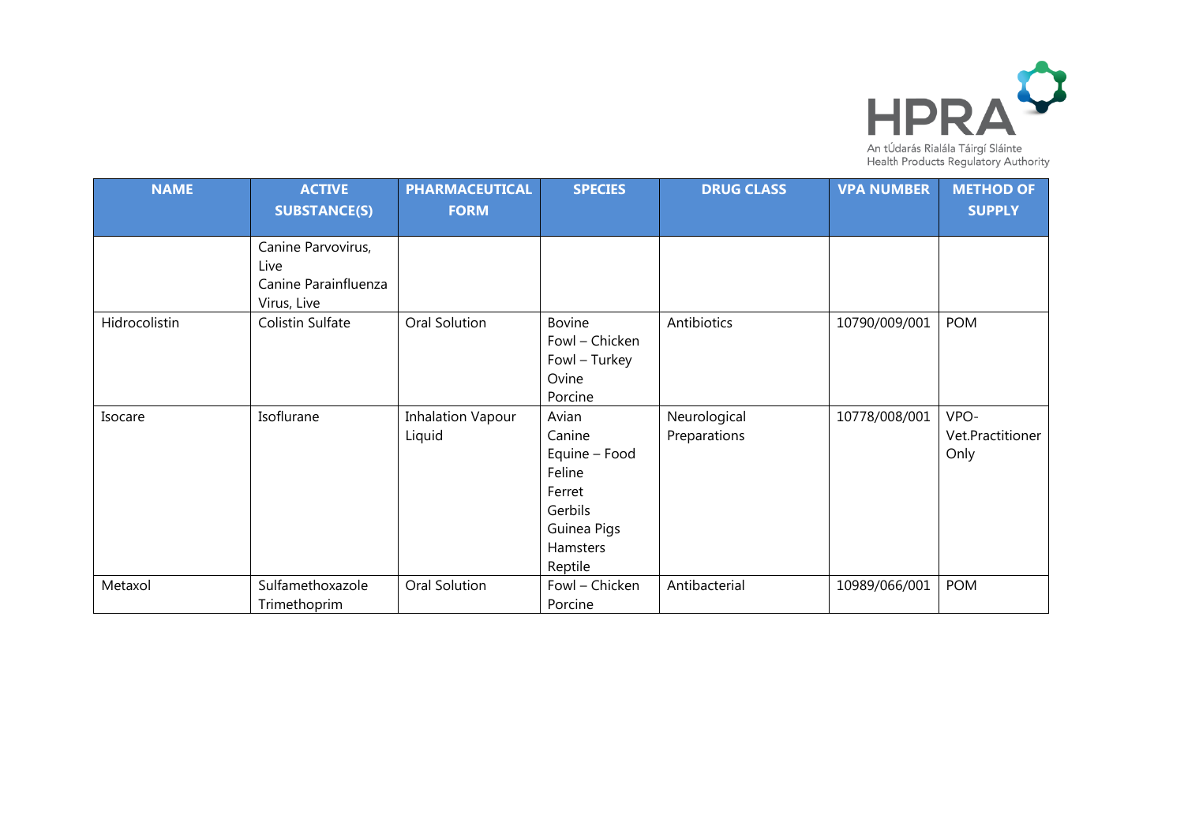| NAME | ACTIVE SUBSTANCE(S) | PHARMACEUTICAL FORM | SPECIES | DRUG CLASS | VPA NUMBER | METHOD OF SUPPLY |
|---|---|---|---|---|---|---|
| | Canine Parvovirus, Live<br>Canine Parainfluenza Virus, Live | | | | | |
| Hidrocolistin | Colistin Sulfate | Oral Solution | Bovine<br>Fowl – Chicken<br>Fowl – Turkey<br>Ovine<br>Porcine | Antibiotics | 10790/009/001 | POM |
| Isocare | Isoflurane | Inhalation Vapour Liquid | Avian<br>Canine<br>Equine – Food<br>Feline<br>Ferret<br>Gerbils<br>Guinea Pigs<br>Hamsters<br>Reptile | Neurological Preparations | 10778/008/001 | VPO-Vet.Practitioner Only |
| Metaxol | Sulfamethoxazole<br>Trimethoprim | Oral Solution | Fowl – Chicken<br>Porcine | Antibacterial | 10989/066/001 | POM |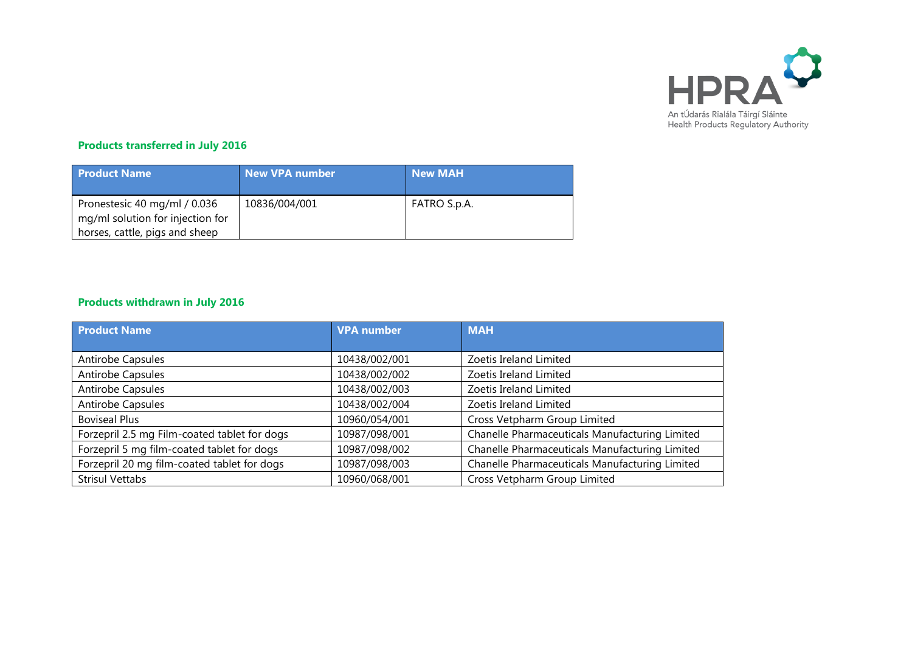## Products transferred in July 2016

| Product Name | New VPA number | New MAH |
| --- | --- | --- |
| Pronestesic 40 mg/ml / 0.036 mg/ml solution for injection for horses, cattle, pigs and sheep | 10836/004/001 | FATRO S.p.A. |

## Products withdrawn in July 2016

| Product Name | VPA number | MAH |
| --- | --- | --- |
| Antirobe Capsules | 10438/002/001 | Zoetis Ireland Limited |
| Antirobe Capsules | 10438/002/002 | Zoetis Ireland Limited |
| Antirobe Capsules | 10438/002/003 | Zoetis Ireland Limited |
| Antirobe Capsules | 10438/002/004 | Zoetis Ireland Limited |
| Boviseal Plus | 10960/054/001 | Cross Vetpharm Group Limited |
| Forzepril 2.5 mg Film-coated tablet for dogs | 10987/098/001 | Chanelle Pharmaceuticals Manufacturing Limited |
| Forzepril 5 mg film-coated tablet for dogs | 10987/098/002 | Chanelle Pharmaceuticals Manufacturing Limited |
| Forzepril 20 mg film-coated tablet for dogs | 10987/098/003 | Chanelle Pharmaceuticals Manufacturing Limited |
| Strisul Vettabs | 10960/068/001 | Cross Vetpharm Group Limited |